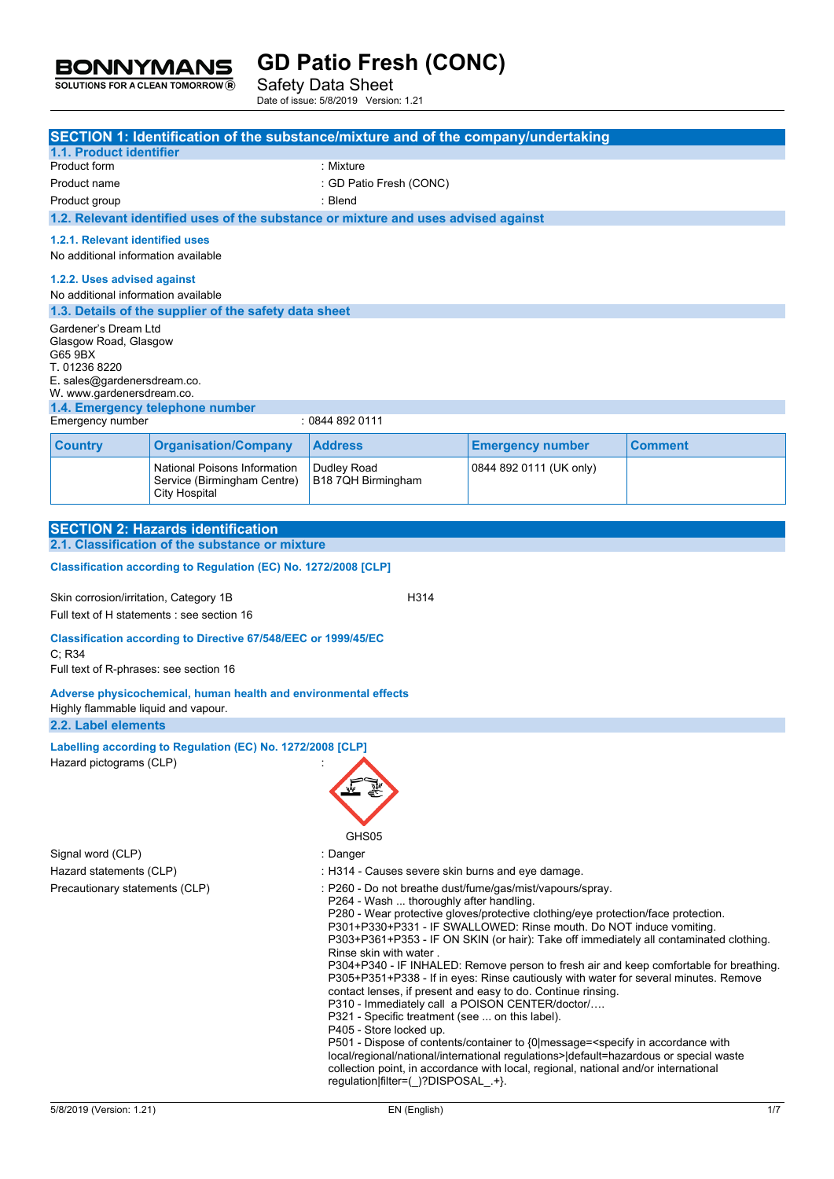# GD Patio Fresh (CONC)

Safety Data Sheet

Date of issue: 5/8/2019 Version: 1.21

## SECTION 1: Identification of the substance/mixture and of the company/undertaking

### 1.1. Product identifier

Product form : Mixture

Product name : GD Patio Fresh (CONC)

Product group : Blend

### 1.2. Relevant identified uses of the substance or mixture and uses advised against

#### 1.2.1. Relevant identified uses

No additional information available

#### 1.2.2. Uses advised against

No additional information available

### 1.3. Details of the supplier of the safety data sheet

Gardener's Dream Ltd
Glasgow Road, Glasgow
G65 9BX
T. 01236 8220
E. sales@gardenersdream.co.
W. www.gardenersdream.co.

### 1.4. Emergency telephone number

Emergency number : 0844 892 0111

| Country | Organisation/Company | Address | Emergency number | Comment |
|---|---|---|---|---|
| | National Poisons Information Service (Birmingham Centre) City Hospital | Dudley Road B18 7QH Birmingham | 0844 892 0111 (UK only) | |

## SECTION 2: Hazards identification

### 2.1. Classification of the substance or mixture

**Classification according to Regulation (EC) No. 1272/2008 [CLP]**

Skin corrosion/irritation, Category 1B H314

Full text of H statements : see section 16

**Classification according to Directive 67/548/EEC or 1999/45/EC**

C; R34

Full text of R-phrases: see section 16

**Adverse physicochemical, human health and environmental effects**

Highly flammable liquid and vapour.

### 2.2. Label elements

**Labelling according to Regulation (EC) No. 1272/2008 [CLP]**

Hazard pictograms (CLP) :

GHS05

Signal word (CLP) : Danger

Hazard statements (CLP) : H314 - Causes severe skin burns and eye damage.

Precautionary statements (CLP) : P260 - Do not breathe dust/fume/gas/mist/vapours/spray.
P264 - Wash ... thoroughly after handling.
P280 - Wear protective gloves/protective clothing/eye protection/face protection.
P301+P330+P331 - IF SWALLOWED: Rinse mouth. Do NOT induce vomiting.
P303+P361+P353 - IF ON SKIN (or hair): Take off immediately all contaminated clothing. Rinse skin with water .
P304+P340 - IF INHALED: Remove person to fresh air and keep comfortable for breathing.
P305+P351+P338 - If in eyes: Rinse cautiously with water for several minutes. Remove contact lenses, if present and easy to do. Continue rinsing.
P310 - Immediately call a POISON CENTER/doctor/….
P321 - Specific treatment (see ... on this label).
P405 - Store locked up.
P501 - Dispose of contents/container to {0|message=<specify in accordance with local/regional/national/international regulations>|default=hazardous or special waste collection point, in accordance with local, regional, national and/or international regulation|filter=(_)?DISPOSAL_.+}.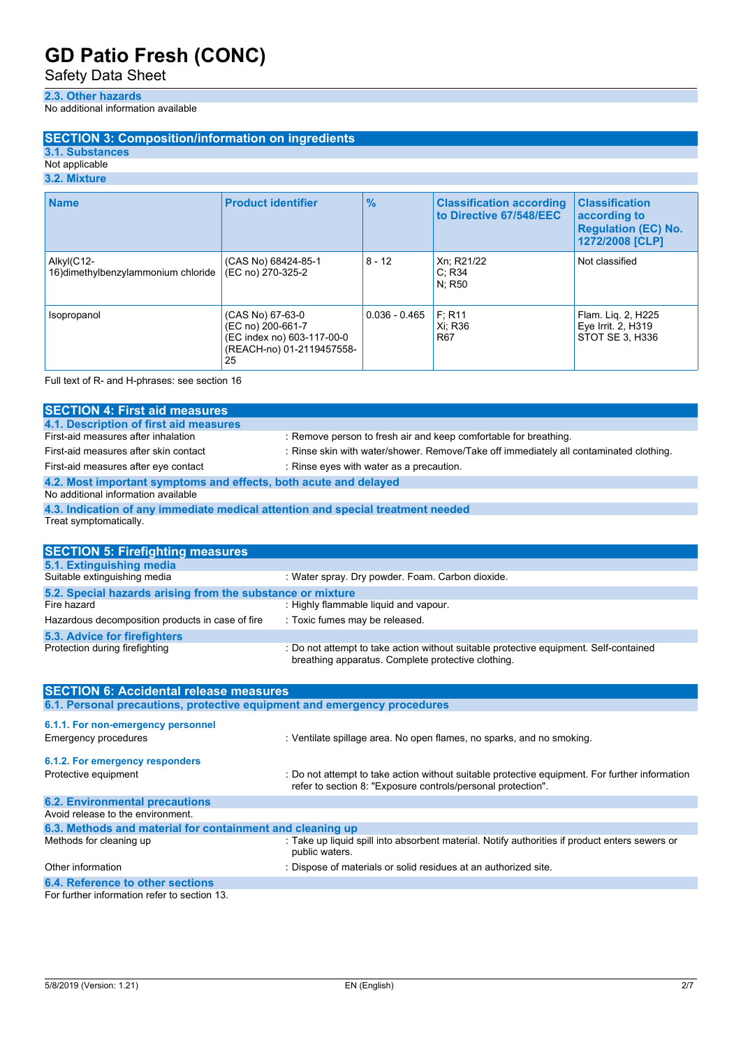### 2.3. Other hazards

No additional information available

## SECTION 3: Composition/information on ingredients

### 3.1. Substances

Not applicable

### 3.2. Mixture

| Name | Product identifier | % | Classification according to Directive 67/548/EEC | Classification according to Regulation (EC) No. 1272/2008 [CLP] |
|---|---|---|---|---|
| Alkyl(C12-16)dimethylbenzylammonium chloride | (CAS No) 68424-85-1<br>(EC no) 270-325-2 | 8 - 12 | Xn; R21/22<br>C; R34<br>N; R50 | Not classified |
| Isopropanol | (CAS No) 67-63-0<br>(EC no) 200-661-7<br>(EC index no) 603-117-00-0<br>(REACH-no) 01-2119457558-25 | 0.036 - 0.465 | F; R11<br>Xi; R36<br>R67 | Flam. Liq. 2, H225<br>Eye Irrit. 2, H319<br>STOT SE 3, H336 |

Full text of R- and H-phrases: see section 16

## SECTION 4: First aid measures

### 4.1. Description of first aid measures

First-aid measures after inhalation : Remove person to fresh air and keep comfortable for breathing.

First-aid measures after skin contact : Rinse skin with water/shower. Remove/Take off immediately all contaminated clothing.

First-aid measures after eye contact : Rinse eyes with water as a precaution.

### 4.2. Most important symptoms and effects, both acute and delayed

No additional information available

### 4.3. Indication of any immediate medical attention and special treatment needed

Treat symptomatically.

## SECTION 5: Firefighting measures

### 5.1. Extinguishing media

Suitable extinguishing media : Water spray. Dry powder. Foam. Carbon dioxide.

### 5.2. Special hazards arising from the substance or mixture

Fire hazard : Highly flammable liquid and vapour.

Hazardous decomposition products in case of fire : Toxic fumes may be released.

### 5.3. Advice for firefighters

Protection during firefighting : Do not attempt to take action without suitable protective equipment. Self-contained breathing apparatus. Complete protective clothing.

## SECTION 6: Accidental release measures

### 6.1. Personal precautions, protective equipment and emergency procedures

#### 6.1.1. For non-emergency personnel

Emergency procedures : Ventilate spillage area. No open flames, no sparks, and no smoking.

#### 6.1.2. For emergency responders

Protective equipment : Do not attempt to take action without suitable protective equipment. For further information refer to section 8: "Exposure controls/personal protection".

### 6.2. Environmental precautions

Avoid release to the environment.

### 6.3. Methods and material for containment and cleaning up

Methods for cleaning up : Take up liquid spill into absorbent material. Notify authorities if product enters sewers or public waters.

Other information : Dispose of materials or solid residues at an authorized site.

### 6.4. Reference to other sections

For further information refer to section 13.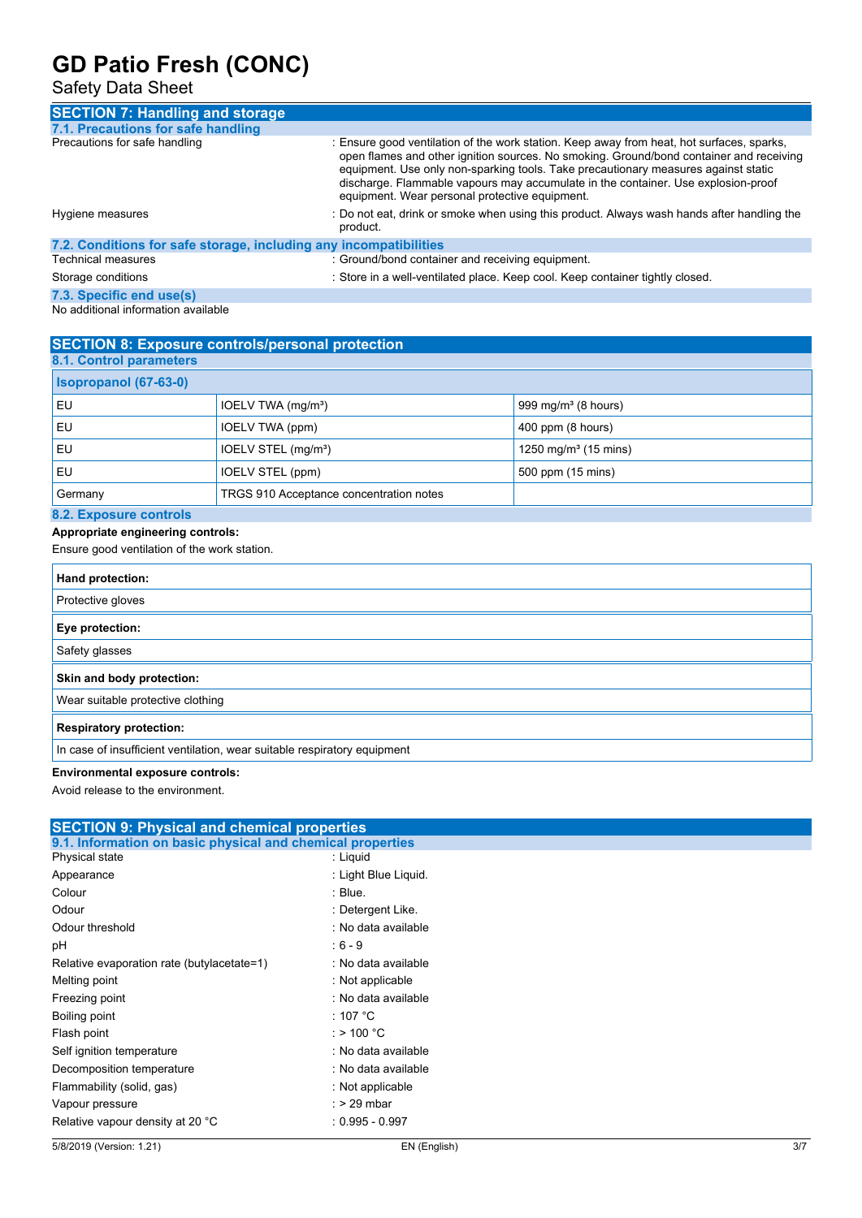## SECTION 7: Handling and storage

### 7.1. Precautions for safe handling

Precautions for safe handling : Ensure good ventilation of the work station. Keep away from heat, hot surfaces, sparks, open flames and other ignition sources. No smoking. Ground/bond container and receiving equipment. Use only non-sparking tools. Take precautionary measures against static discharge. Flammable vapours may accumulate in the container. Use explosion-proof equipment. Wear personal protective equipment.

Hygiene measures : Do not eat, drink or smoke when using this product. Always wash hands after handling the product.

### 7.2. Conditions for safe storage, including any incompatibilities

Technical measures : Ground/bond container and receiving equipment.

Storage conditions : Store in a well-ventilated place. Keep cool. Keep container tightly closed.

### 7.3. Specific end use(s)

No additional information available

## SECTION 8: Exposure controls/personal protection

### 8.1. Control parameters

| Isopropanol (67-63-0) | | |
|---|---|---|
| EU | IOELV TWA (mg/m³) | 999 mg/m³ (8 hours) |
| EU | IOELV TWA (ppm) | 400 ppm (8 hours) |
| EU | IOELV STEL (mg/m³) | 1250 mg/m³ (15 mins) |
| EU | IOELV STEL (ppm) | 500 ppm (15 mins) |
| Germany | TRGS 910 Acceptance concentration notes | |

### 8.2. Exposure controls

**Appropriate engineering controls:**

Ensure good ventilation of the work station.

| **Hand protection:** |
|---|
| Protective gloves |

| **Eye protection:** |
|---|
| Safety glasses |

| **Skin and body protection:** |
|---|
| Wear suitable protective clothing |

| **Respiratory protection:** |
|---|
| In case of insufficient ventilation, wear suitable respiratory equipment |

**Environmental exposure controls:**

Avoid release to the environment.

## SECTION 9: Physical and chemical properties

### 9.1. Information on basic physical and chemical properties

Physical state : Liquid

Appearance : Light Blue Liquid.

Colour : Blue.

Odour : Detergent Like.

Odour threshold : No data available

pH : 6 - 9

Relative evaporation rate (butylacetate=1) : No data available

Melting point : Not applicable

Freezing point : No data available

Boiling point : 107 °C

Flash point : > 100 °C

Self ignition temperature : No data available

Decomposition temperature : No data available

Flammability (solid, gas) : Not applicable

Vapour pressure : > 29 mbar

Relative vapour density at 20 °C : 0.995 - 0.997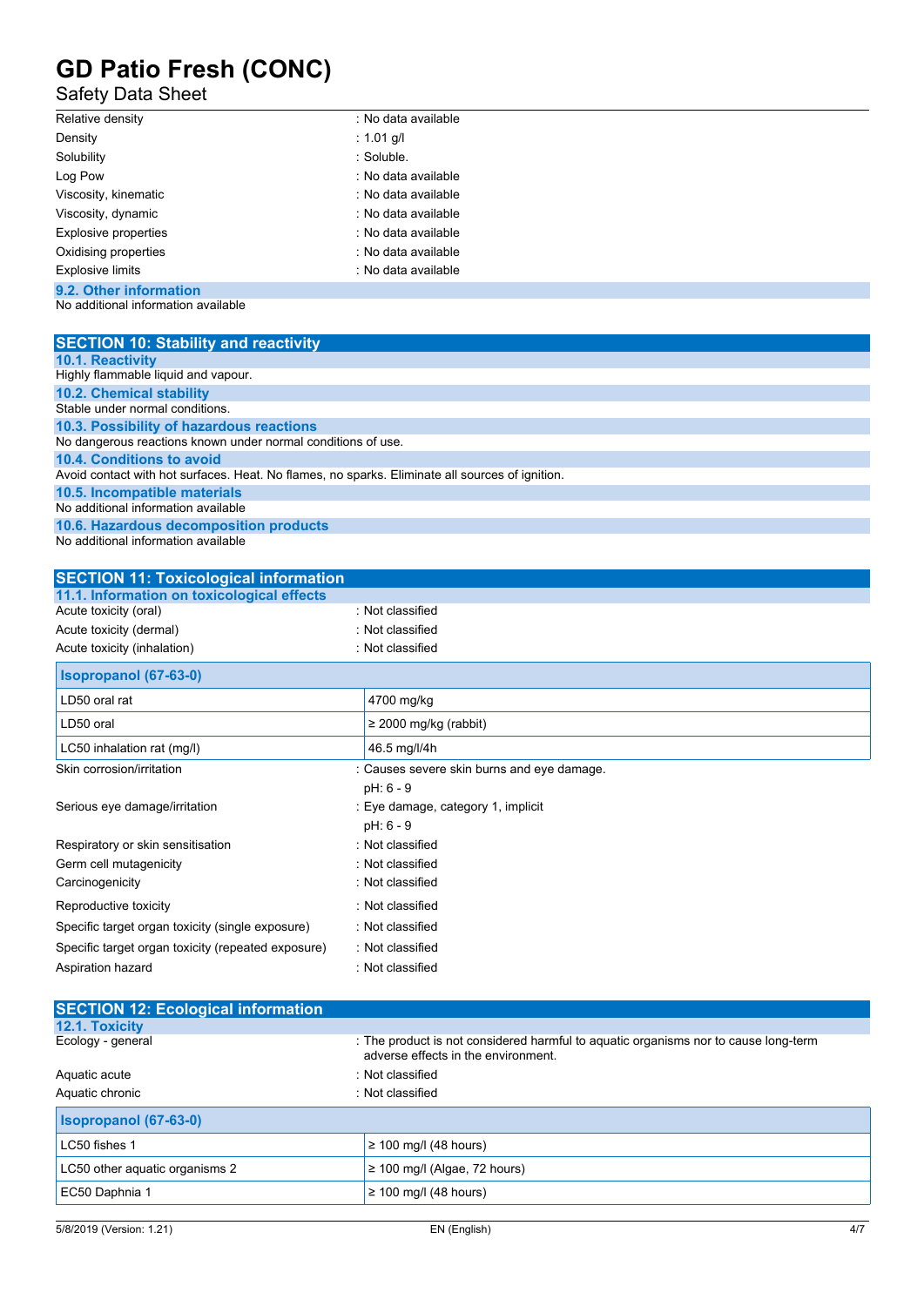| | |
|---|---|
| Relative density | : No data available |
| Density | : 1.01 g/l |
| Solubility | : Soluble. |
| Log Pow | : No data available |
| Viscosity, kinematic | : No data available |
| Viscosity, dynamic | : No data available |
| Explosive properties | : No data available |
| Oxidising properties | : No data available |
| Explosive limits | : No data available |

### 9.2. Other information

No additional information available

## SECTION 10: Stability and reactivity

### 10.1. Reactivity

Highly flammable liquid and vapour.

### 10.2. Chemical stability

Stable under normal conditions.

### 10.3. Possibility of hazardous reactions

No dangerous reactions known under normal conditions of use.

### 10.4. Conditions to avoid

Avoid contact with hot surfaces. Heat. No flames, no sparks. Eliminate all sources of ignition.

### 10.5. Incompatible materials

No additional information available

### 10.6. Hazardous decomposition products

No additional information available

## SECTION 11: Toxicological information

### 11.1. Information on toxicological effects

| | |
|---|---|
| Acute toxicity (oral) | : Not classified |
| Acute toxicity (dermal) | : Not classified |
| Acute toxicity (inhalation) | : Not classified |

| Isopropanol (67-63-0) | |
|---|---|
| LD50 oral rat | 4700 mg/kg |
| LD50 oral | ≥ 2000 mg/kg (rabbit) |
| LC50 inhalation rat (mg/l) | 46.5 mg/l/4h |

| | |
|---|---|
| Skin corrosion/irritation | : Causes severe skin burns and eye damage.<br>pH: 6 - 9 |
| Serious eye damage/irritation | : Eye damage, category 1, implicit<br>pH: 6 - 9 |
| Respiratory or skin sensitisation | : Not classified |
| Germ cell mutagenicity | : Not classified |
| Carcinogenicity | : Not classified |
| Reproductive toxicity | : Not classified |
| Specific target organ toxicity (single exposure) | : Not classified |
| Specific target organ toxicity (repeated exposure) | : Not classified |
| Aspiration hazard | : Not classified |

## SECTION 12: Ecological information

### 12.1. Toxicity

| | |
|---|---|
| Ecology - general | : The product is not considered harmful to aquatic organisms nor to cause long-term adverse effects in the environment. |
| Aquatic acute | : Not classified |
| Aquatic chronic | : Not classified |

| Isopropanol (67-63-0) | |
|---|---|
| LC50 fishes 1 | ≥ 100 mg/l (48 hours) |
| LC50 other aquatic organisms 2 | ≥ 100 mg/l (Algae, 72 hours) |
| EC50 Daphnia 1 | ≥ 100 mg/l (48 hours) |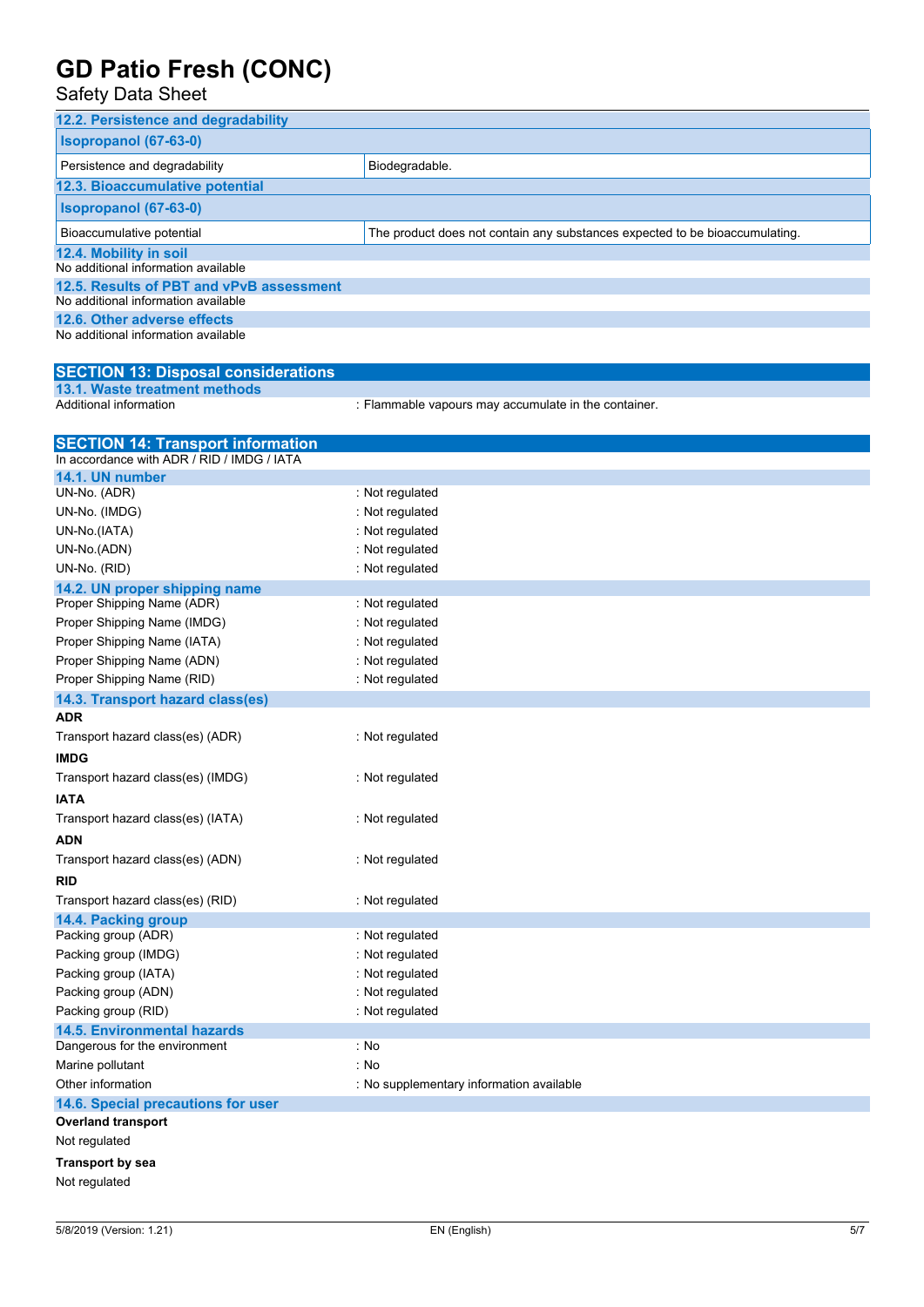### 12.2. Persistence and degradability

| Isopropanol (67-63-0) | |
|---|---|
| Persistence and degradability | Biodegradable. |

### 12.3. Bioaccumulative potential

| Isopropanol (67-63-0) | |
|---|---|
| Bioaccumulative potential | The product does not contain any substances expected to be bioaccumulating. |

### 12.4. Mobility in soil

No additional information available

### 12.5. Results of PBT and vPvB assessment

No additional information available

### 12.6. Other adverse effects

No additional information available

## SECTION 13: Disposal considerations

### 13.1. Waste treatment methods

Additional information : Flammable vapours may accumulate in the container.

## SECTION 14: Transport information

In accordance with ADR / RID / IMDG / IATA

### 14.1. UN number

UN-No. (ADR) : Not regulated
UN-No. (IMDG) : Not regulated
UN-No.(IATA) : Not regulated
UN-No.(ADN) : Not regulated
UN-No. (RID) : Not regulated

### 14.2. UN proper shipping name

Proper Shipping Name (ADR) : Not regulated
Proper Shipping Name (IMDG) : Not regulated
Proper Shipping Name (IATA) : Not regulated
Proper Shipping Name (ADN) : Not regulated
Proper Shipping Name (RID) : Not regulated

### 14.3. Transport hazard class(es)

**ADR**

Transport hazard class(es) (ADR) : Not regulated

**IMDG**

Transport hazard class(es) (IMDG) : Not regulated

**IATA**

Transport hazard class(es) (IATA) : Not regulated

**ADN**

Transport hazard class(es) (ADN) : Not regulated

**RID**

Transport hazard class(es) (RID) : Not regulated

### 14.4. Packing group

Packing group (ADR) : Not regulated
Packing group (IMDG) : Not regulated
Packing group (IATA) : Not regulated
Packing group (ADN) : Not regulated
Packing group (RID) : Not regulated

### 14.5. Environmental hazards

Dangerous for the environment : No
Marine pollutant : No
Other information : No supplementary information available

### 14.6. Special precautions for user

**Overland transport**

Not regulated

**Transport by sea**

Not regulated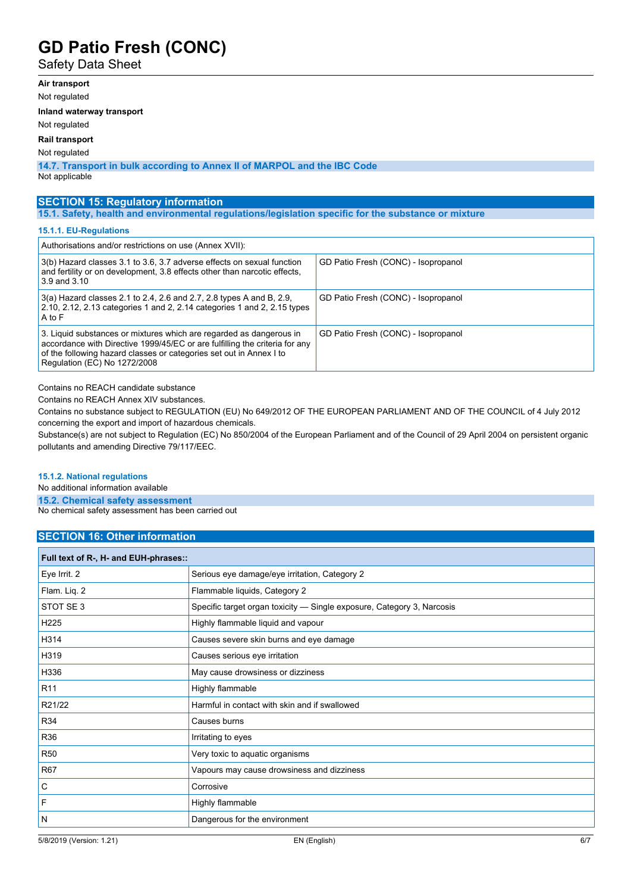**Air transport**

Not regulated

**Inland waterway transport**

Not regulated

**Rail transport**

Not regulated

### 14.7. Transport in bulk according to Annex II of MARPOL and the IBC Code

Not applicable

## SECTION 15: Regulatory information

### 15.1. Safety, health and environmental regulations/legislation specific for the substance or mixture

#### 15.1.1. EU-Regulations

| Authorisations and/or restrictions on use (Annex XVII): | |
|---|---|
| 3(b) Hazard classes 3.1 to 3.6, 3.7 adverse effects on sexual function and fertility or on development, 3.8 effects other than narcotic effects, 3.9 and 3.10 | GD Patio Fresh (CONC) - Isopropanol |
| 3(a) Hazard classes 2.1 to 2.4, 2.6 and 2.7, 2.8 types A and B, 2.9, 2.10, 2.12, 2.13 categories 1 and 2, 2.14 categories 1 and 2, 2.15 types A to F | GD Patio Fresh (CONC) - Isopropanol |
| 3. Liquid substances or mixtures which are regarded as dangerous in accordance with Directive 1999/45/EC or are fulfilling the criteria for any of the following hazard classes or categories set out in Annex I to Regulation (EC) No 1272/2008 | GD Patio Fresh (CONC) - Isopropanol |

Contains no REACH candidate substance

Contains no REACH Annex XIV substances.

Contains no substance subject to REGULATION (EU) No 649/2012 OF THE EUROPEAN PARLIAMENT AND OF THE COUNCIL of 4 July 2012 concerning the export and import of hazardous chemicals.

Substance(s) are not subject to Regulation (EC) No 850/2004 of the European Parliament and of the Council of 29 April 2004 on persistent organic pollutants and amending Directive 79/117/EEC.

#### 15.1.2. National regulations

No additional information available

### 15.2. Chemical safety assessment

No chemical safety assessment has been carried out

## SECTION 16: Other information

| Full text of R-, H- and EUH-phrases:: | |
|---|---|
| Eye Irrit. 2 | Serious eye damage/eye irritation, Category 2 |
| Flam. Liq. 2 | Flammable liquids, Category 2 |
| STOT SE 3 | Specific target organ toxicity — Single exposure, Category 3, Narcosis |
| H225 | Highly flammable liquid and vapour |
| H314 | Causes severe skin burns and eye damage |
| H319 | Causes serious eye irritation |
| H336 | May cause drowsiness or dizziness |
| R11 | Highly flammable |
| R21/22 | Harmful in contact with skin and if swallowed |
| R34 | Causes burns |
| R36 | Irritating to eyes |
| R50 | Very toxic to aquatic organisms |
| R67 | Vapours may cause drowsiness and dizziness |
| C | Corrosive |
| F | Highly flammable |
| N | Dangerous for the environment |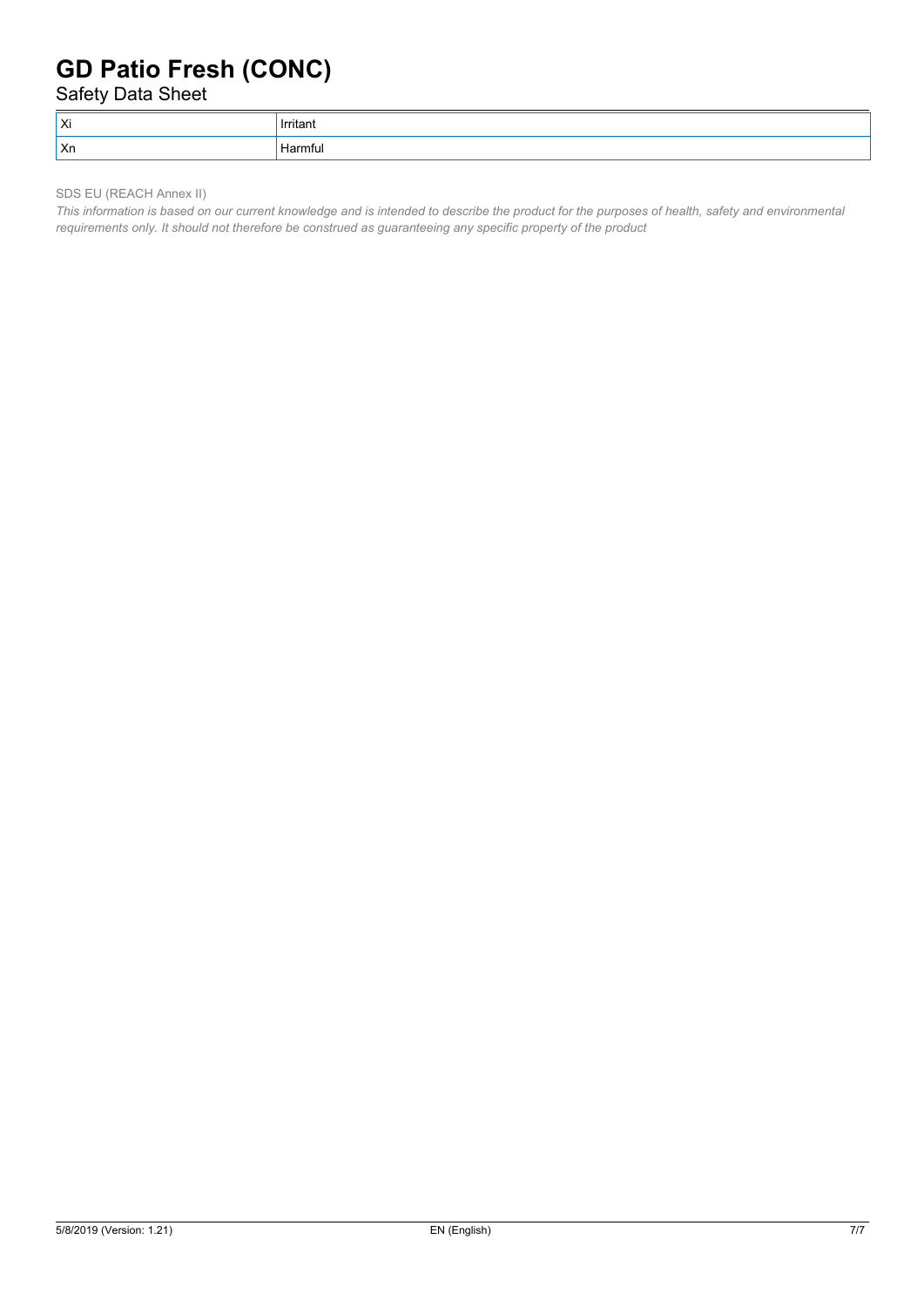| | |
|---|---|
| Xi | Irritant |
| Xn | Harmful |

SDS EU (REACH Annex II)

*This information is based on our current knowledge and is intended to describe the product for the purposes of health, safety and environmental requirements only. It should not therefore be construed as guaranteeing any specific property of the product*